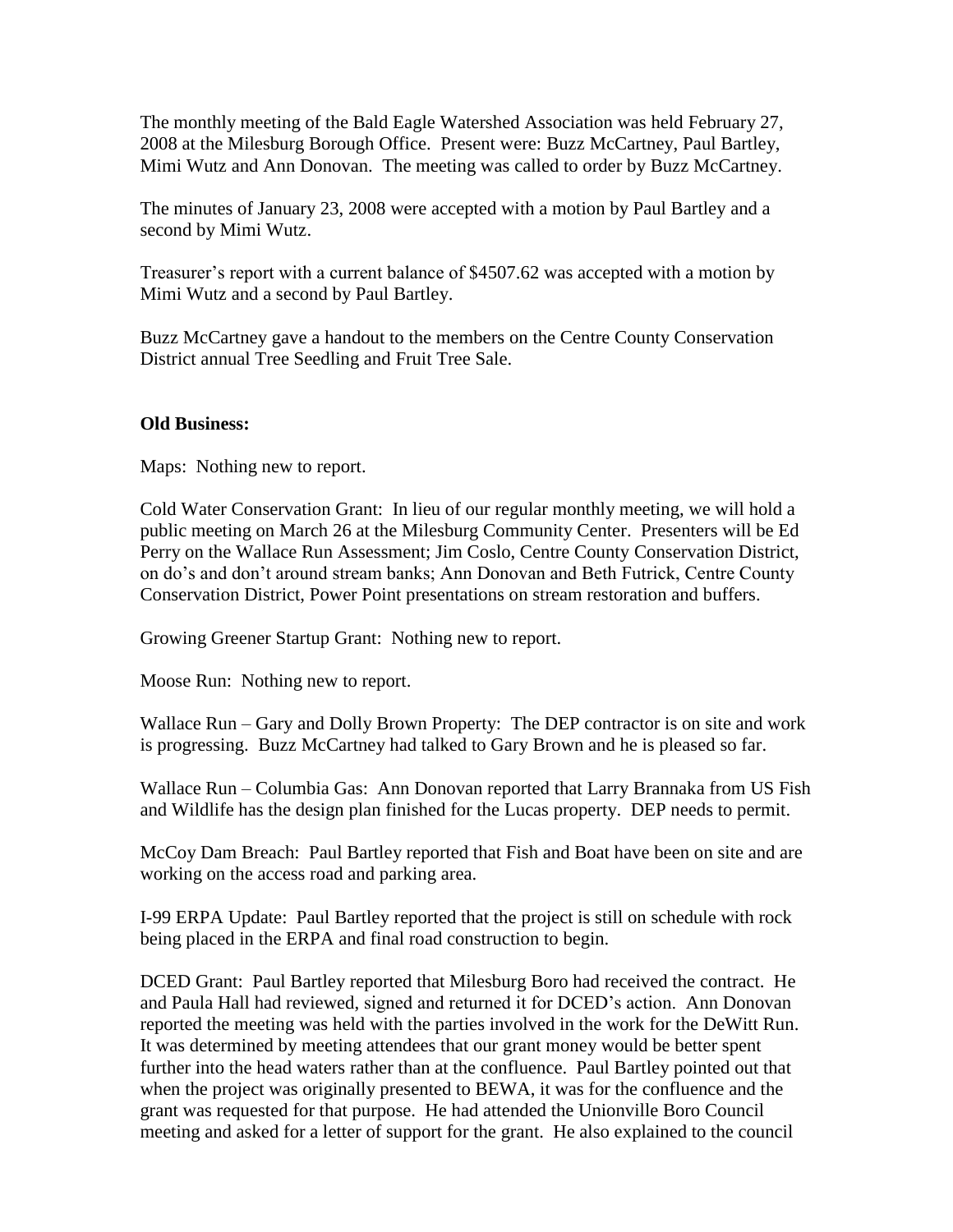The monthly meeting of the Bald Eagle Watershed Association was held February 27, 2008 at the Milesburg Borough Office. Present were: Buzz McCartney, Paul Bartley, Mimi Wutz and Ann Donovan. The meeting was called to order by Buzz McCartney.

The minutes of January 23, 2008 were accepted with a motion by Paul Bartley and a second by Mimi Wutz.

Treasurer's report with a current balance of $4507.62 was accepted with a motion by Mimi Wutz and a second by Paul Bartley.

Buzz McCartney gave a handout to the members on the Centre County Conservation District annual Tree Seedling and Fruit Tree Sale.

**Old Business:**

Maps: Nothing new to report.

Cold Water Conservation Grant: In lieu of our regular monthly meeting, we will hold a public meeting on March 26 at the Milesburg Community Center. Presenters will be Ed Perry on the Wallace Run Assessment; Jim Coslo, Centre County Conservation District, on do's and don't around stream banks; Ann Donovan and Beth Futrick, Centre County Conservation District, Power Point presentations on stream restoration and buffers.

Growing Greener Startup Grant: Nothing new to report.

Moose Run: Nothing new to report.

Wallace Run – Gary and Dolly Brown Property: The DEP contractor is on site and work is progressing. Buzz McCartney had talked to Gary Brown and he is pleased so far.

Wallace Run – Columbia Gas: Ann Donovan reported that Larry Brannaka from US Fish and Wildlife has the design plan finished for the Lucas property. DEP needs to permit.

McCoy Dam Breach: Paul Bartley reported that Fish and Boat have been on site and are working on the access road and parking area.

I-99 ERPA Update: Paul Bartley reported that the project is still on schedule with rock being placed in the ERPA and final road construction to begin.

DCED Grant: Paul Bartley reported that Milesburg Boro had received the contract. He and Paula Hall had reviewed, signed and returned it for DCED's action. Ann Donovan reported the meeting was held with the parties involved in the work for the DeWitt Run. It was determined by meeting attendees that our grant money would be better spent further into the head waters rather than at the confluence. Paul Bartley pointed out that when the project was originally presented to BEWA, it was for the confluence and the grant was requested for that purpose. He had attended the Unionville Boro Council meeting and asked for a letter of support for the grant. He also explained to the council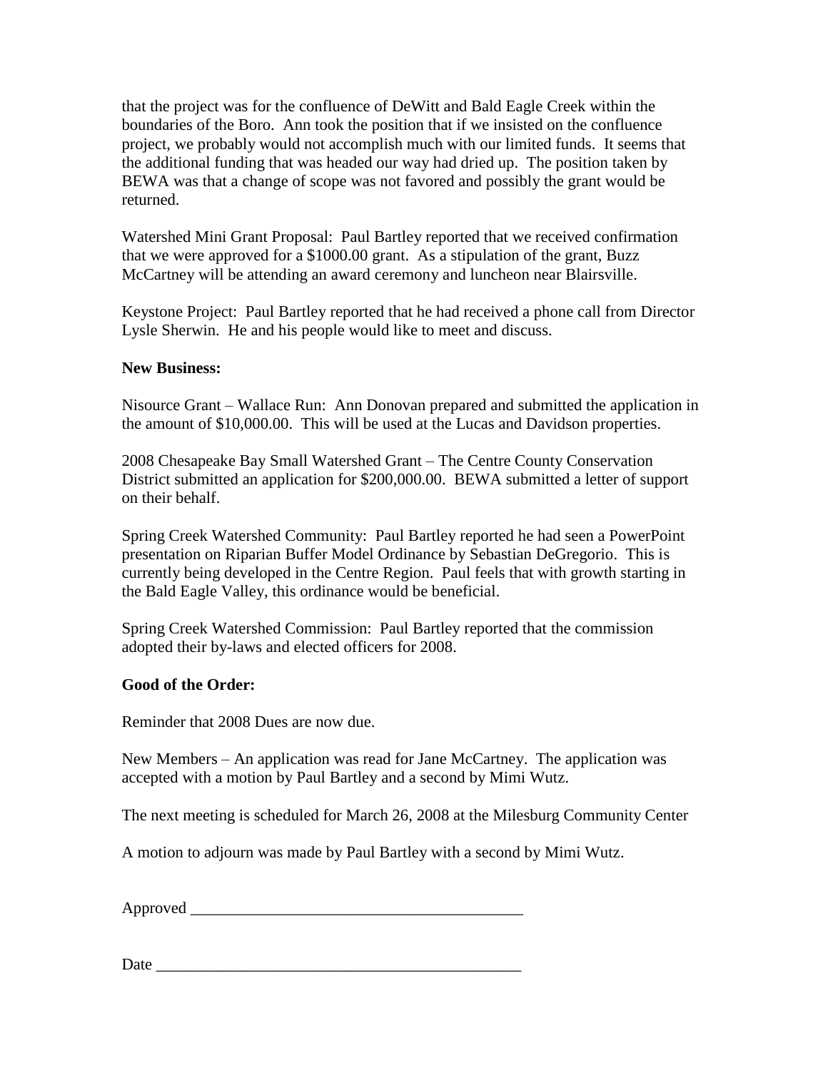that the project was for the confluence of DeWitt and Bald Eagle Creek within the boundaries of the Boro. Ann took the position that if we insisted on the confluence project, we probably would not accomplish much with our limited funds. It seems that the additional funding that was headed our way had dried up. The position taken by BEWA was that a change of scope was not favored and possibly the grant would be returned.

Watershed Mini Grant Proposal: Paul Bartley reported that we received confirmation that we were approved for a \$1000.00 grant. As a stipulation of the grant, Buzz McCartney will be attending an award ceremony and luncheon near Blairsville.

Keystone Project: Paul Bartley reported that he had received a phone call from Director Lysle Sherwin. He and his people would like to meet and discuss.

**New Business:**

Nisource Grant – Wallace Run: Ann Donovan prepared and submitted the application in the amount of \$10,000.00. This will be used at the Lucas and Davidson properties.

2008 Chesapeake Bay Small Watershed Grant – The Centre County Conservation District submitted an application for \$200,000.00. BEWA submitted a letter of support on their behalf.

Spring Creek Watershed Community: Paul Bartley reported he had seen a PowerPoint presentation on Riparian Buffer Model Ordinance by Sebastian DeGregorio. This is currently being developed in the Centre Region. Paul feels that with growth starting in the Bald Eagle Valley, this ordinance would be beneficial.

Spring Creek Watershed Commission: Paul Bartley reported that the commission adopted their by-laws and elected officers for 2008.

**Good of the Order:**

Reminder that 2008 Dues are now due.

New Members – An application was read for Jane McCartney. The application was accepted with a motion by Paul Bartley and a second by Mimi Wutz.

The next meeting is scheduled for March 26, 2008 at the Milesburg Community Center

A motion to adjourn was made by Paul Bartley with a second by Mimi Wutz.

Approved ________________________________________

Date ____________________________________________